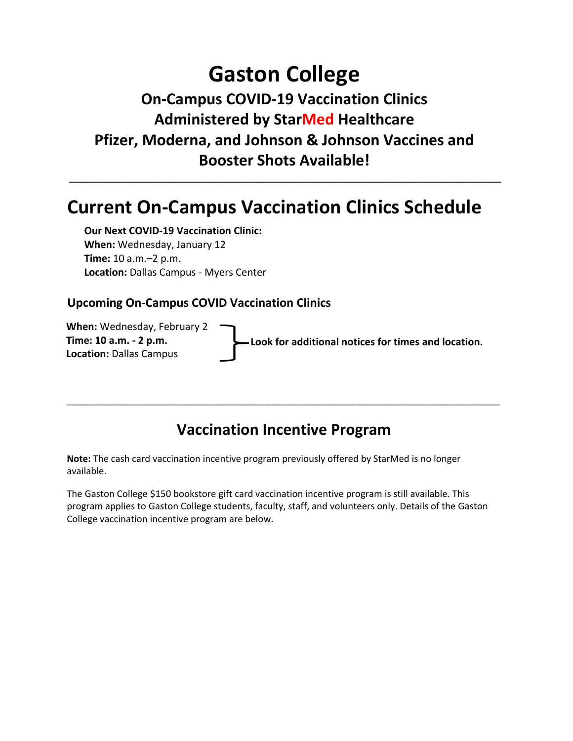# Gaston College

### On-Campus COVID-19 Vaccination Clinics
### Administered by StarMed Healthcare
### Pfizer, Moderna, and Johnson & Johnson Vaccines and Booster Shots Available!

---

## Current On-Campus Vaccination Clinics Schedule

**Our Next COVID-19 Vaccination Clinic:**
**When:** Wednesday, January 12
**Time:** 10 a.m.–2 p.m.
**Location:** Dallas Campus - Myers Center

### Upcoming On-Campus COVID Vaccination Clinics

**When:** Wednesday, February 2
**Time: 10 a.m. - 2 p.m.**
**Location:** Dallas Campus

**Look for additional notices for times and location.**

---

## Vaccination Incentive Program

**Note:** The cash card vaccination incentive program previously offered by StarMed is no longer available.

The Gaston College $150 bookstore gift card vaccination incentive program is still available. This program applies to Gaston College students, faculty, staff, and volunteers only. Details of the Gaston College vaccination incentive program are below.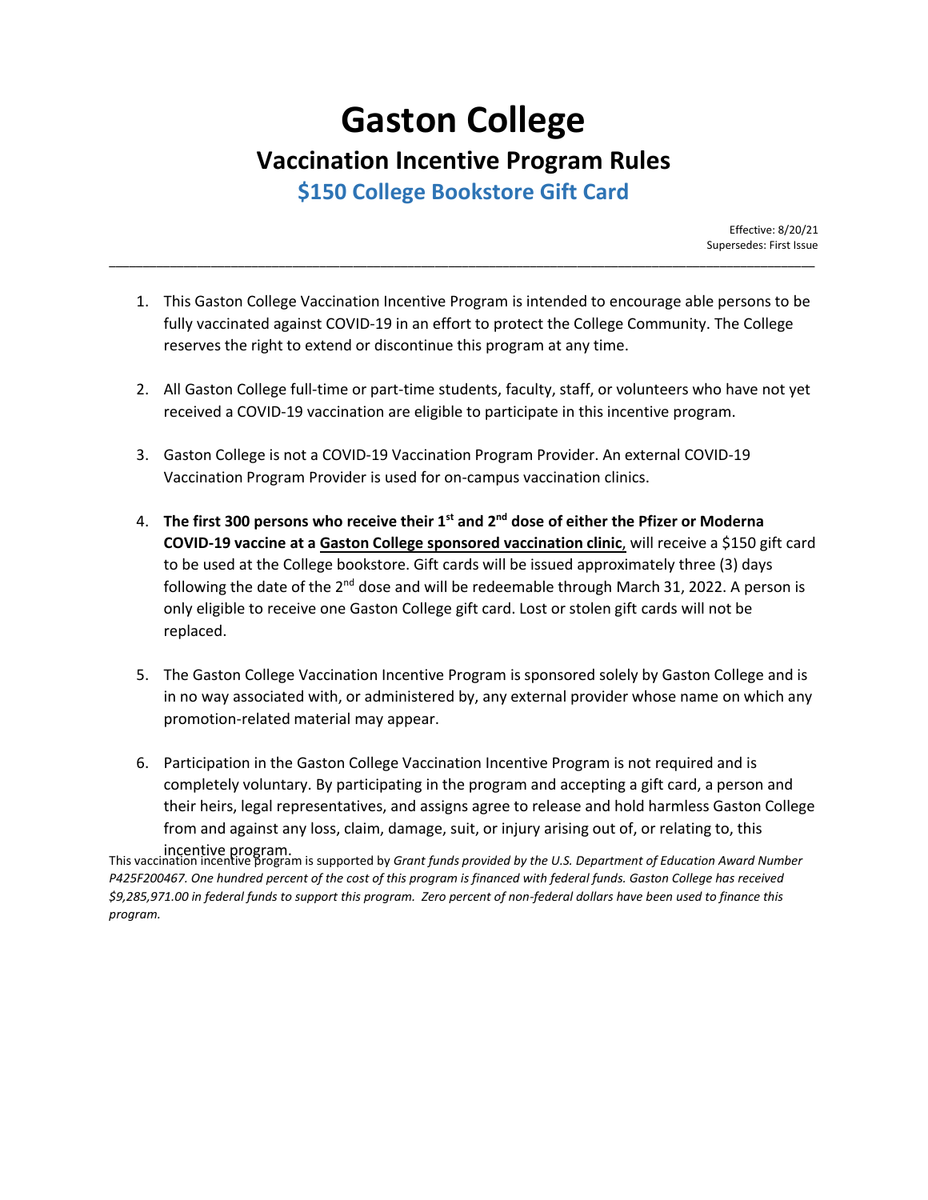# Gaston College

## Vaccination Incentive Program Rules

### $150 College Bookstore Gift Card

Effective: 8/20/21
Supersedes: First Issue

---

1. This Gaston College Vaccination Incentive Program is intended to encourage able persons to be fully vaccinated against COVID-19 in an effort to protect the College Community. The College reserves the right to extend or discontinue this program at any time.

2. All Gaston College full-time or part-time students, faculty, staff, or volunteers who have not yet received a COVID-19 vaccination are eligible to participate in this incentive program.

3. Gaston College is not a COVID-19 Vaccination Program Provider. An external COVID-19 Vaccination Program Provider is used for on-campus vaccination clinics.

4. **The first 300 persons who receive their 1st and 2nd dose of either the Pfizer or Moderna COVID-19 vaccine at a Gaston College sponsored vaccination clinic**, will receive a $150 gift card to be used at the College bookstore. Gift cards will be issued approximately three (3) days following the date of the 2nd dose and will be redeemable through March 31, 2022. A person is only eligible to receive one Gaston College gift card. Lost or stolen gift cards will not be replaced.

5. The Gaston College Vaccination Incentive Program is sponsored solely by Gaston College and is in no way associated with, or administered by, any external provider whose name on which any promotion-related material may appear.

6. Participation in the Gaston College Vaccination Incentive Program is not required and is completely voluntary. By participating in the program and accepting a gift card, a person and their heirs, legal representatives, and assigns agree to release and hold harmless Gaston College from and against any loss, claim, damage, suit, or injury arising out of, or relating to, this incentive program.

This vaccination incentive program is supported by *Grant funds provided by the U.S. Department of Education Award Number P425F200467. One hundred percent of the cost of this program is financed with federal funds. Gaston College has received $9,285,971.00 in federal funds to support this program. Zero percent of non-federal dollars have been used to finance this program.*